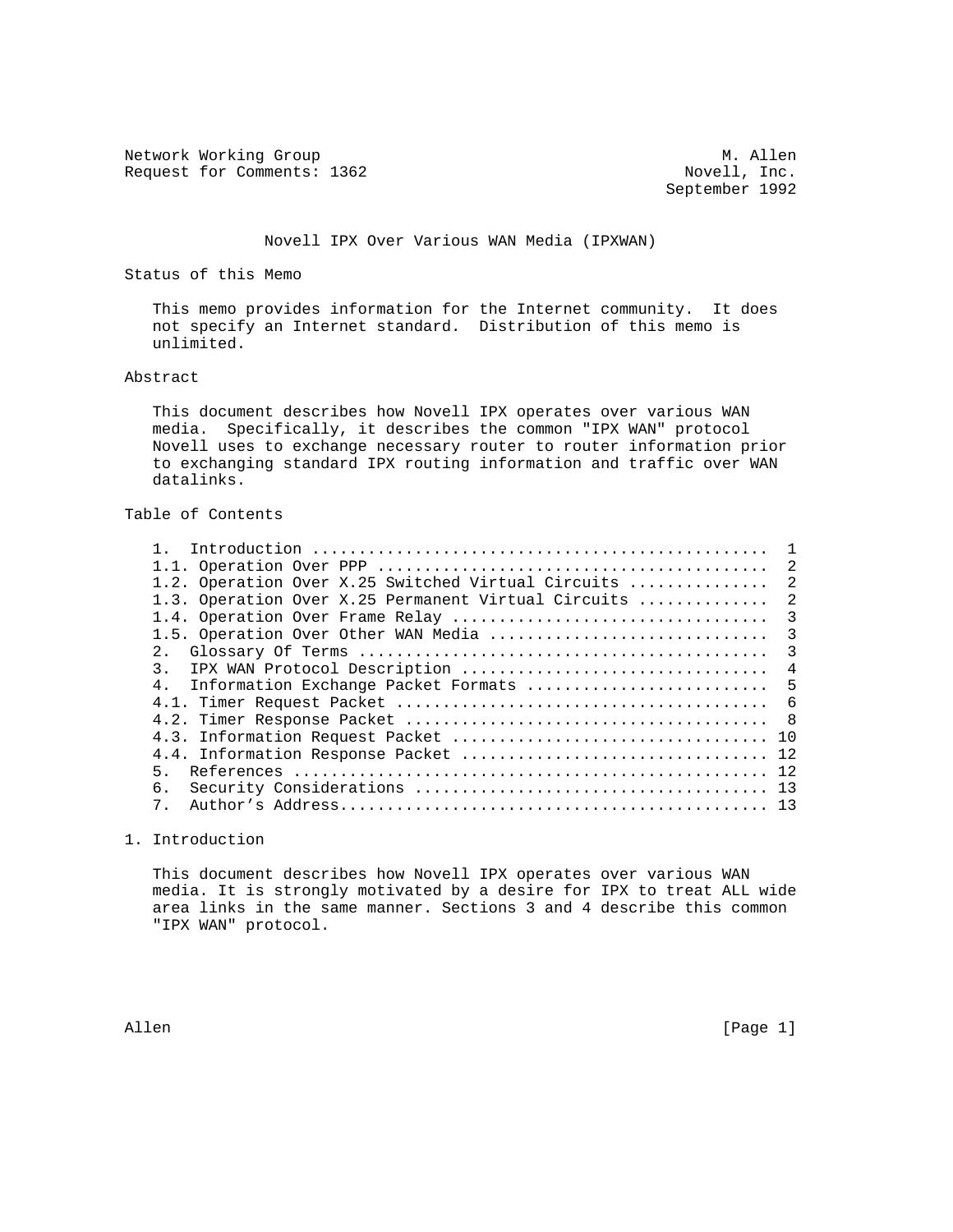Network Working Group M. Allen
Request for Comments: 1362 Novell, Inc.
September 1992

# Novell IPX Over Various WAN Media (IPXWAN)

## Status of this Memo

This memo provides information for the Internet community. It does not specify an Internet standard. Distribution of this memo is unlimited.

## Abstract

This document describes how Novell IPX operates over various WAN media. Specifically, it describes the common "IPX WAN" protocol Novell uses to exchange necessary router to router information prior to exchanging standard IPX routing information and traffic over WAN datalinks.

## Table of Contents

```
1.   Introduction ................................................  1
1.1. Operation Over PPP ..........................................  2
1.2. Operation Over X.25 Switched Virtual Circuits ...............  2
1.3. Operation Over X.25 Permanent Virtual Circuits ..............  2
1.4. Operation Over Frame Relay ..................................  3
1.5. Operation Over Other WAN Media ..............................  3
2.   Glossary Of Terms ...........................................  3
3.   IPX WAN Protocol Description ................................  4
4.   Information Exchange Packet Formats .........................  5
4.1. Timer Request Packet ........................................  6
4.2. Timer Response Packet .......................................  8
4.3. Information Request Packet ................................. 10
4.4. Information Response Packet ................................ 12
5.   References ................................................. 12
6.   Security Considerations .................................... 13
7.   Author's Address............................................ 13
```

## 1. Introduction

This document describes how Novell IPX operates over various WAN media. It is strongly motivated by a desire for IPX to treat ALL wide area links in the same manner. Sections 3 and 4 describe this common "IPX WAN" protocol.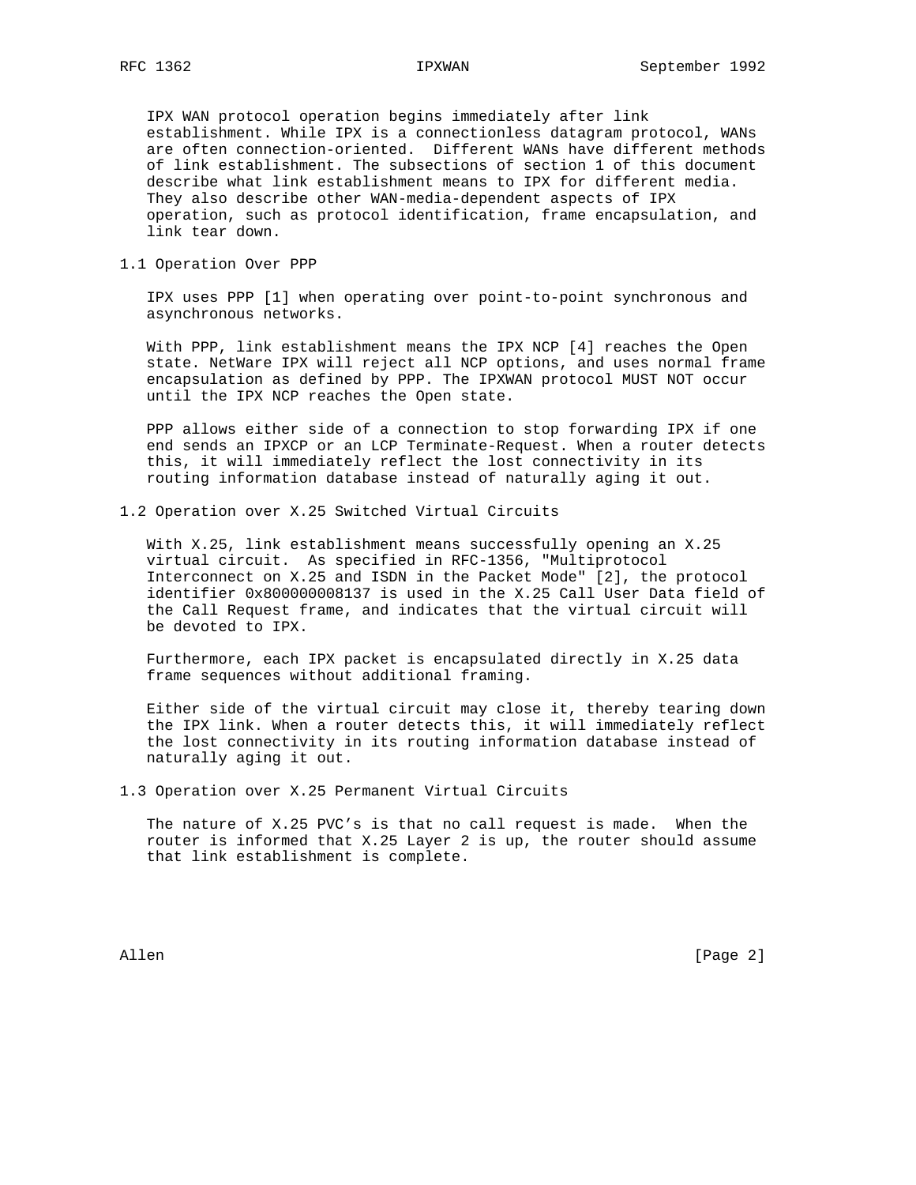IPX WAN protocol operation begins immediately after link establishment. While IPX is a connectionless datagram protocol, WANs are often connection-oriented. Different WANs have different methods of link establishment. The subsections of section 1 of this document describe what link establishment means to IPX for different media. They also describe other WAN-media-dependent aspects of IPX operation, such as protocol identification, frame encapsulation, and link tear down.

## 1.1 Operation Over PPP

IPX uses PPP [1] when operating over point-to-point synchronous and asynchronous networks.

With PPP, link establishment means the IPX NCP [4] reaches the Open state. NetWare IPX will reject all NCP options, and uses normal frame encapsulation as defined by PPP. The IPXWAN protocol MUST NOT occur until the IPX NCP reaches the Open state.

PPP allows either side of a connection to stop forwarding IPX if one end sends an IPXCP or an LCP Terminate-Request. When a router detects this, it will immediately reflect the lost connectivity in its routing information database instead of naturally aging it out.

## 1.2 Operation over X.25 Switched Virtual Circuits

With X.25, link establishment means successfully opening an X.25 virtual circuit. As specified in RFC-1356, "Multiprotocol Interconnect on X.25 and ISDN in the Packet Mode" [2], the protocol identifier 0x800000008137 is used in the X.25 Call User Data field of the Call Request frame, and indicates that the virtual circuit will be devoted to IPX.

Furthermore, each IPX packet is encapsulated directly in X.25 data frame sequences without additional framing.

Either side of the virtual circuit may close it, thereby tearing down the IPX link. When a router detects this, it will immediately reflect the lost connectivity in its routing information database instead of naturally aging it out.

## 1.3 Operation over X.25 Permanent Virtual Circuits

The nature of X.25 PVC's is that no call request is made. When the router is informed that X.25 Layer 2 is up, the router should assume that link establishment is complete.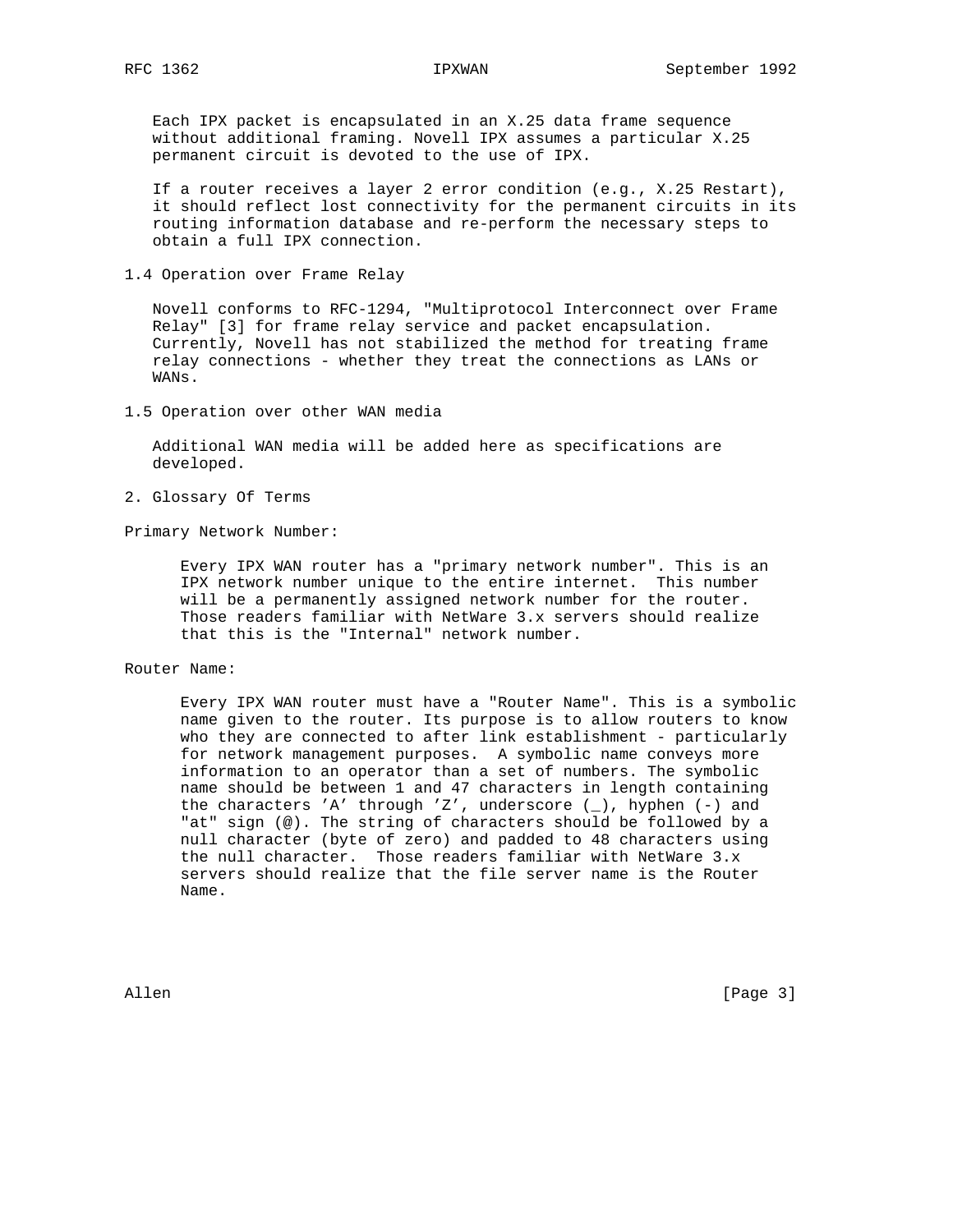Each IPX packet is encapsulated in an X.25 data frame sequence without additional framing. Novell IPX assumes a particular X.25 permanent circuit is devoted to the use of IPX.

If a router receives a layer 2 error condition (e.g., X.25 Restart), it should reflect lost connectivity for the permanent circuits in its routing information database and re-perform the necessary steps to obtain a full IPX connection.

### 1.4 Operation over Frame Relay

Novell conforms to RFC-1294, "Multiprotocol Interconnect over Frame Relay" [3] for frame relay service and packet encapsulation. Currently, Novell has not stabilized the method for treating frame relay connections - whether they treat the connections as LANs or WANs.

### 1.5 Operation over other WAN media

Additional WAN media will be added here as specifications are developed.

## 2. Glossary Of Terms

Primary Network Number:

Every IPX WAN router has a "primary network number". This is an IPX network number unique to the entire internet. This number will be a permanently assigned network number for the router. Those readers familiar with NetWare 3.x servers should realize that this is the "Internal" network number.

Router Name:

Every IPX WAN router must have a "Router Name". This is a symbolic name given to the router. Its purpose is to allow routers to know who they are connected to after link establishment - particularly for network management purposes. A symbolic name conveys more information to an operator than a set of numbers. The symbolic name should be between 1 and 47 characters in length containing the characters 'A' through 'Z', underscore (_), hyphen (-) and "at" sign (@). The string of characters should be followed by a null character (byte of zero) and padded to 48 characters using the null character. Those readers familiar with NetWare 3.x servers should realize that the file server name is the Router Name.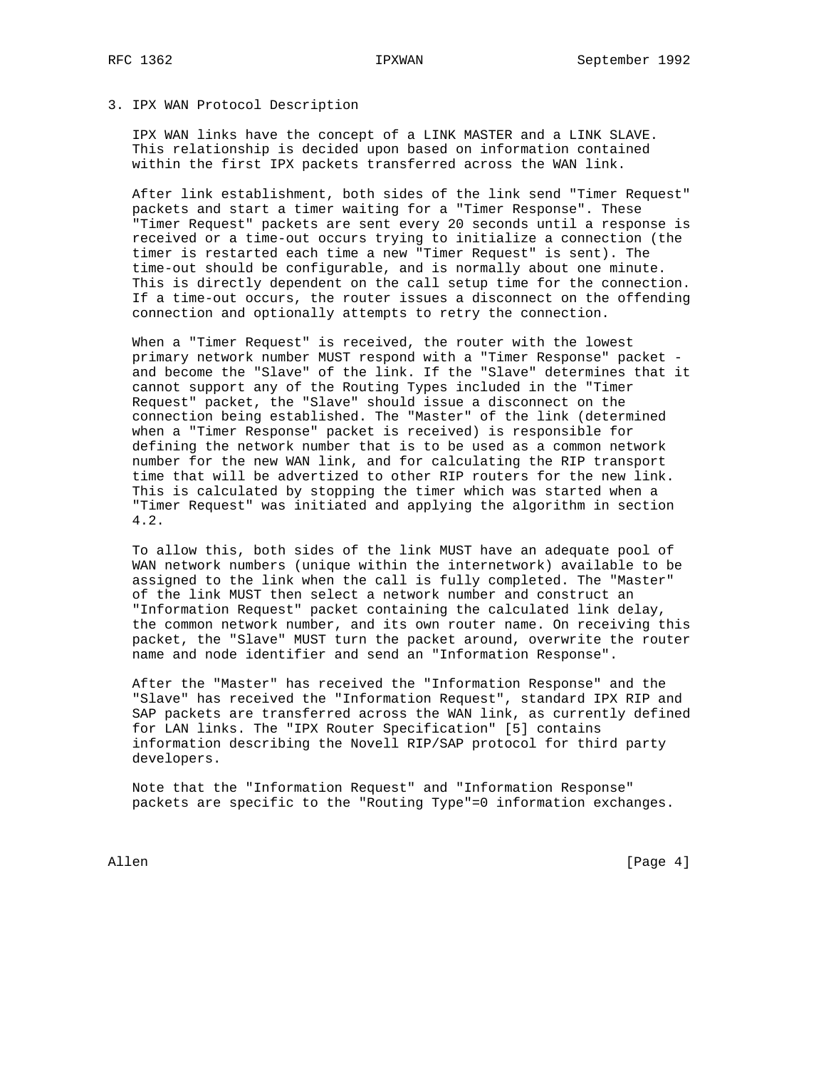## 3. IPX WAN Protocol Description

IPX WAN links have the concept of a LINK MASTER and a LINK SLAVE. This relationship is decided upon based on information contained within the first IPX packets transferred across the WAN link.

After link establishment, both sides of the link send "Timer Request" packets and start a timer waiting for a "Timer Response". These "Timer Request" packets are sent every 20 seconds until a response is received or a time-out occurs trying to initialize a connection (the timer is restarted each time a new "Timer Request" is sent). The time-out should be configurable, and is normally about one minute. This is directly dependent on the call setup time for the connection. If a time-out occurs, the router issues a disconnect on the offending connection and optionally attempts to retry the connection.

When a "Timer Request" is received, the router with the lowest primary network number MUST respond with a "Timer Response" packet - and become the "Slave" of the link. If the "Slave" determines that it cannot support any of the Routing Types included in the "Timer Request" packet, the "Slave" should issue a disconnect on the connection being established. The "Master" of the link (determined when a "Timer Response" packet is received) is responsible for defining the network number that is to be used as a common network number for the new WAN link, and for calculating the RIP transport time that will be advertized to other RIP routers for the new link. This is calculated by stopping the timer which was started when a "Timer Request" was initiated and applying the algorithm in section 4.2.

To allow this, both sides of the link MUST have an adequate pool of WAN network numbers (unique within the internetwork) available to be assigned to the link when the call is fully completed. The "Master" of the link MUST then select a network number and construct an "Information Request" packet containing the calculated link delay, the common network number, and its own router name. On receiving this packet, the "Slave" MUST turn the packet around, overwrite the router name and node identifier and send an "Information Response".

After the "Master" has received the "Information Response" and the "Slave" has received the "Information Request", standard IPX RIP and SAP packets are transferred across the WAN link, as currently defined for LAN links. The "IPX Router Specification" [5] contains information describing the Novell RIP/SAP protocol for third party developers.

Note that the "Information Request" and "Information Response" packets are specific to the "Routing Type"=0 information exchanges.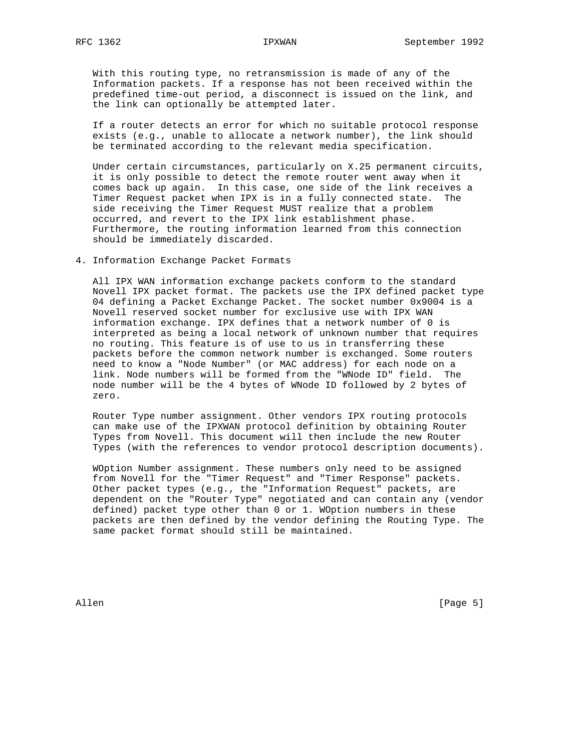With this routing type, no retransmission is made of any of the Information packets. If a response has not been received within the predefined time-out period, a disconnect is issued on the link, and the link can optionally be attempted later.

If a router detects an error for which no suitable protocol response exists (e.g., unable to allocate a network number), the link should be terminated according to the relevant media specification.

Under certain circumstances, particularly on X.25 permanent circuits, it is only possible to detect the remote router went away when it comes back up again. In this case, one side of the link receives a Timer Request packet when IPX is in a fully connected state. The side receiving the Timer Request MUST realize that a problem occurred, and revert to the IPX link establishment phase. Furthermore, the routing information learned from this connection should be immediately discarded.

## 4. Information Exchange Packet Formats

All IPX WAN information exchange packets conform to the standard Novell IPX packet format. The packets use the IPX defined packet type 04 defining a Packet Exchange Packet. The socket number 0x9004 is a Novell reserved socket number for exclusive use with IPX WAN information exchange. IPX defines that a network number of 0 is interpreted as being a local network of unknown number that requires no routing. This feature is of use to us in transferring these packets before the common network number is exchanged. Some routers need to know a "Node Number" (or MAC address) for each node on a link. Node numbers will be formed from the "WNode ID" field. The node number will be the 4 bytes of WNode ID followed by 2 bytes of zero.

Router Type number assignment. Other vendors IPX routing protocols can make use of the IPXWAN protocol definition by obtaining Router Types from Novell. This document will then include the new Router Types (with the references to vendor protocol description documents).

WOption Number assignment. These numbers only need to be assigned from Novell for the "Timer Request" and "Timer Response" packets. Other packet types (e.g., the "Information Request" packets, are dependent on the "Router Type" negotiated and can contain any (vendor defined) packet type other than 0 or 1. WOption numbers in these packets are then defined by the vendor defining the Routing Type. The same packet format should still be maintained.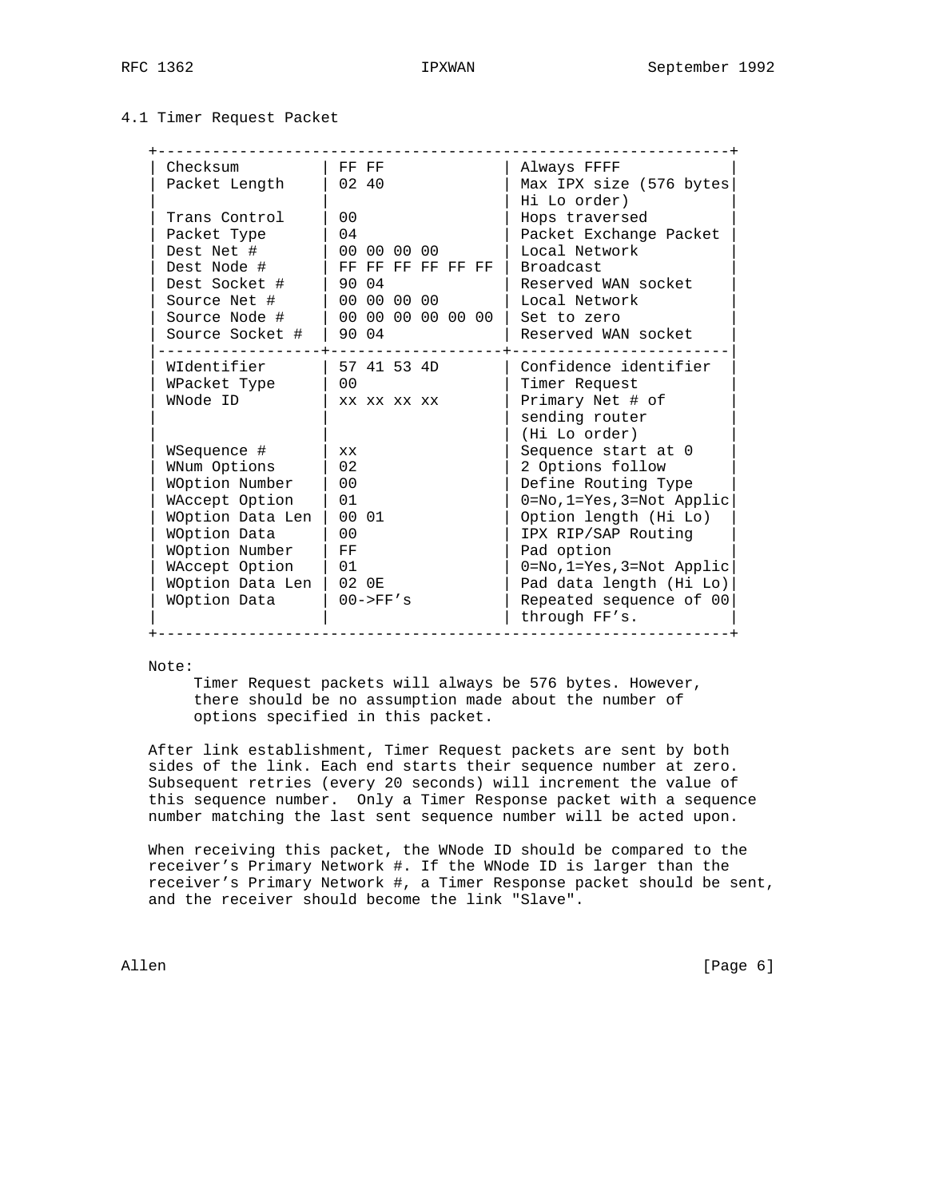### 4.1 Timer Request Packet

| Field | Value | Description |
|---|---|---|
| Checksum | FF FF | Always FFFF |
| Packet Length | 02 40 | Max IPX size (576 bytes Hi Lo order) |
| Trans Control | 00 | Hops traversed |
| Packet Type | 04 | Packet Exchange Packet |
| Dest Net # | 00 00 00 00 | Local Network |
| Dest Node # | FF FF FF FF FF FF | Broadcast |
| Dest Socket # | 90 04 | Reserved WAN socket |
| Source Net # | 00 00 00 00 | Local Network |
| Source Node # | 00 00 00 00 00 00 | Set to zero |
| Source Socket # | 90 04 | Reserved WAN socket |
| WIdentifier | 57 41 53 4D | Confidence identifier |
| WPacket Type | 00 | Timer Request |
| WNode ID | xx xx xx xx | Primary Net # of sending router (Hi Lo order) |
| WSequence # | xx | Sequence start at 0 |
| WNum Options | 02 | 2 Options follow |
| WOption Number | 00 | Define Routing Type |
| WAccept Option | 01 | 0=No,1=Yes,3=Not Applic |
| WOption Data Len | 00 01 | Option length (Hi Lo) |
| WOption Data | 00 | IPX RIP/SAP Routing |
| WOption Number | FF | Pad option |
| WAccept Option | 01 | 0=No,1=Yes,3=Not Applic |
| WOption Data Len | 02 0E | Pad data length (Hi Lo) |
| WOption Data | 00->FF's | Repeated sequence of 00 through FF's. |

Note:
Timer Request packets will always be 576 bytes. However, there should be no assumption made about the number of options specified in this packet.

After link establishment, Timer Request packets are sent by both sides of the link. Each end starts their sequence number at zero. Subsequent retries (every 20 seconds) will increment the value of this sequence number. Only a Timer Response packet with a sequence number matching the last sent sequence number will be acted upon.

When receiving this packet, the WNode ID should be compared to the receiver's Primary Network #. If the WNode ID is larger than the receiver's Primary Network #, a Timer Response packet should be sent, and the receiver should become the link "Slave".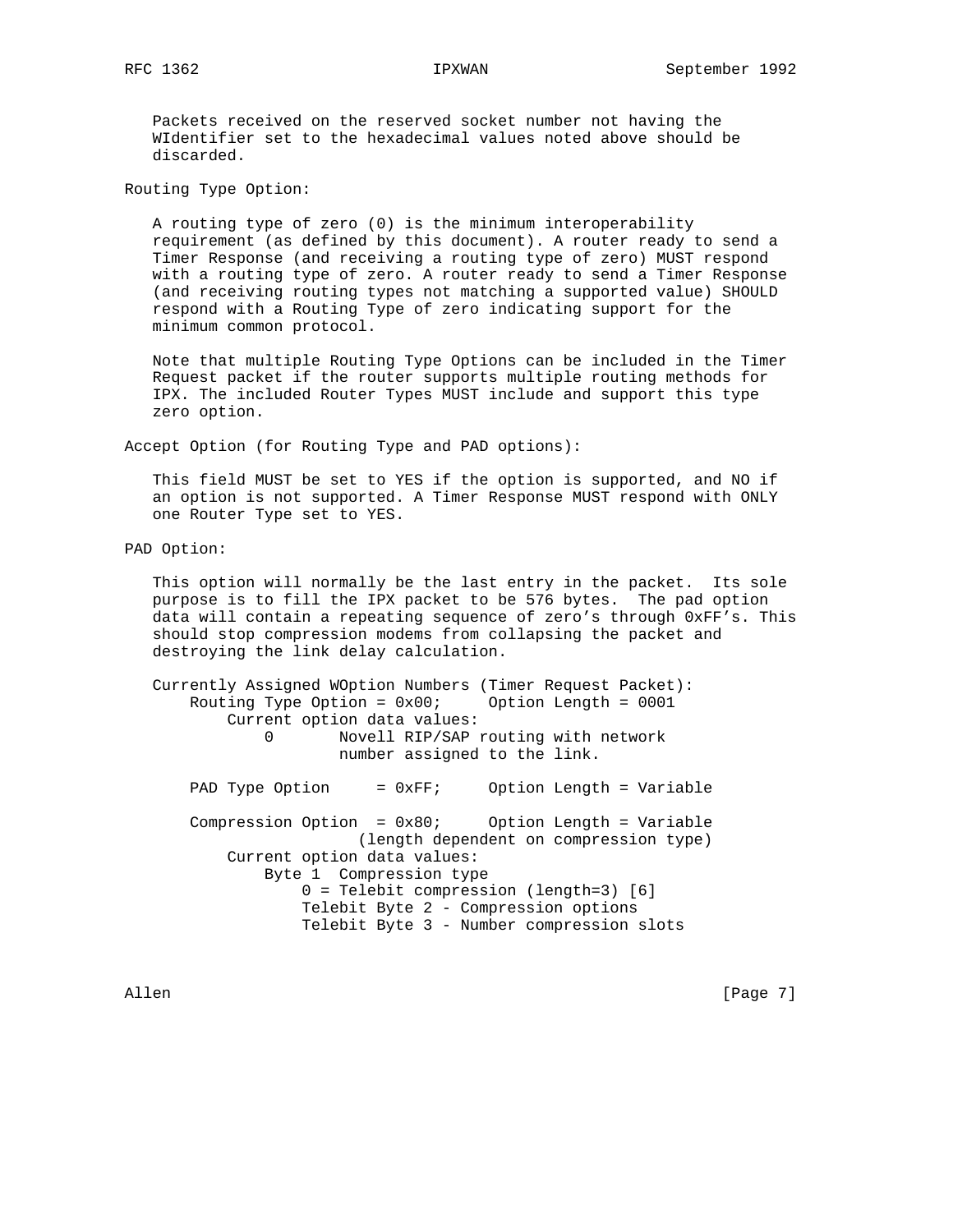Packets received on the reserved socket number not having the WIdentifier set to the hexadecimal values noted above should be discarded.

Routing Type Option:

A routing type of zero (0) is the minimum interoperability requirement (as defined by this document). A router ready to send a Timer Response (and receiving a routing type of zero) MUST respond with a routing type of zero. A router ready to send a Timer Response (and receiving routing types not matching a supported value) SHOULD respond with a Routing Type of zero indicating support for the minimum common protocol.

Note that multiple Routing Type Options can be included in the Timer Request packet if the router supports multiple routing methods for IPX. The included Router Types MUST include and support this type zero option.

Accept Option (for Routing Type and PAD options):

This field MUST be set to YES if the option is supported, and NO if an option is not supported. A Timer Response MUST respond with ONLY one Router Type set to YES.

PAD Option:

This option will normally be the last entry in the packet. Its sole purpose is to fill the IPX packet to be 576 bytes. The pad option data will contain a repeating sequence of zero's through 0xFF's. This should stop compression modems from collapsing the packet and destroying the link delay calculation.

```
Currently Assigned WOption Numbers (Timer Request Packet):
    Routing Type Option = 0x00;     Option Length = 0001
        Current option data values:
            0       Novell RIP/SAP routing with network
                    number assigned to the link.

    PAD Type Option     = 0xFF;     Option Length = Variable

    Compression Option  = 0x80;     Option Length = Variable
                          (length dependent on compression type)
        Current option data values:
            Byte 1  Compression type
                0 = Telebit compression (length=3) [6]
                Telebit Byte 2 - Compression options
                Telebit Byte 3 - Number compression slots
```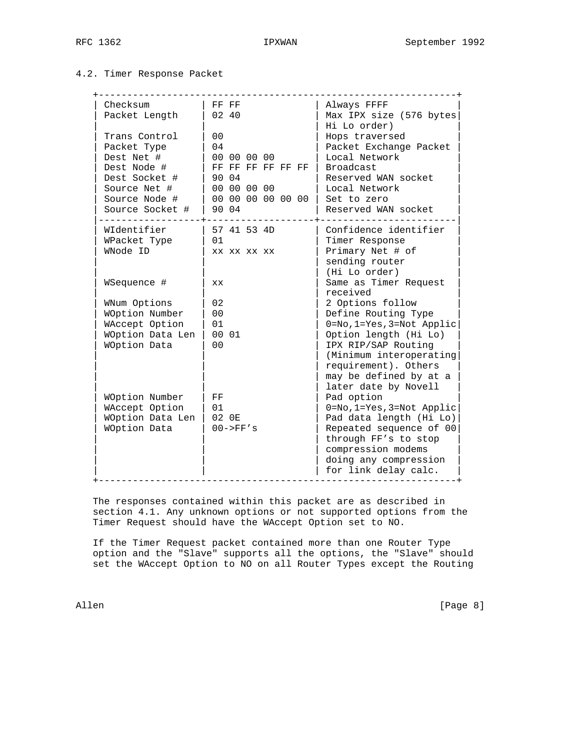## 4.2. Timer Response Packet

```
+---------------------------------------------------------------+
| Checksum         | FF FF             | Always FFFF            |
| Packet Length    | 02 40             | Max IPX size (576 bytes|
|                  |                   | Hi Lo order)           |
| Trans Control    | 00                | Hops traversed         |
| Packet Type      | 04                | Packet Exchange Packet |
| Dest Net #       | 00 00 00 00       | Local Network          |
| Dest Node #      | FF FF FF FF FF FF | Broadcast              |
| Dest Socket #    | 90 04             | Reserved WAN socket    |
| Source Net #     | 00 00 00 00       | Local Network          |
| Source Node #    | 00 00 00 00 00 00 | Set to zero            |
| Source Socket #  | 90 04             | Reserved WAN socket    |
|------------------+-------------------+------------------------|
| WIdentifier      | 57 41 53 4D       | Confidence identifier  |
| WPacket Type     | 01                | Timer Response         |
| WNode ID         | xx xx xx xx       | Primary Net # of       |
|                  |                   | sending router         |
|                  |                   | (Hi Lo order)          |
| WSequence #      | xx                | Same as Timer Request  |
|                  |                   | received               |
| WNum Options     | 02                | 2 Options follow       |
| WOption Number   | 00                | Define Routing Type    |
| WAccept Option   | 01                | 0=No,1=Yes,3=Not Applic|
| WOption Data Len | 00 01             | Option length (Hi Lo)  |
| WOption Data     | 00                | IPX RIP/SAP Routing    |
|                  |                   | (Minimum interoperating|
|                  |                   | requirement). Others   |
|                  |                   | may be defined by at a |
|                  |                   | later date by Novell   |
| WOption Number   | FF                | Pad option             |
| WAccept Option   | 01                | 0=No,1=Yes,3=Not Applic|
| WOption Data Len | 02 0E             | Pad data length (Hi Lo)|
| WOption Data     | 00->FF's          | Repeated sequence of 00|
|                  |                   | through FF's to stop   |
|                  |                   | compression modems     |
|                  |                   | doing any compression  |
|                  |                   | for link delay calc.   |
+---------------------------------------------------------------+
```

The responses contained within this packet are as described in section 4.1. Any unknown options or not supported options from the Timer Request should have the WAccept Option set to NO.

If the Timer Request packet contained more than one Router Type option and the "Slave" supports all the options, the "Slave" should set the WAccept Option to NO on all Router Types except the Routing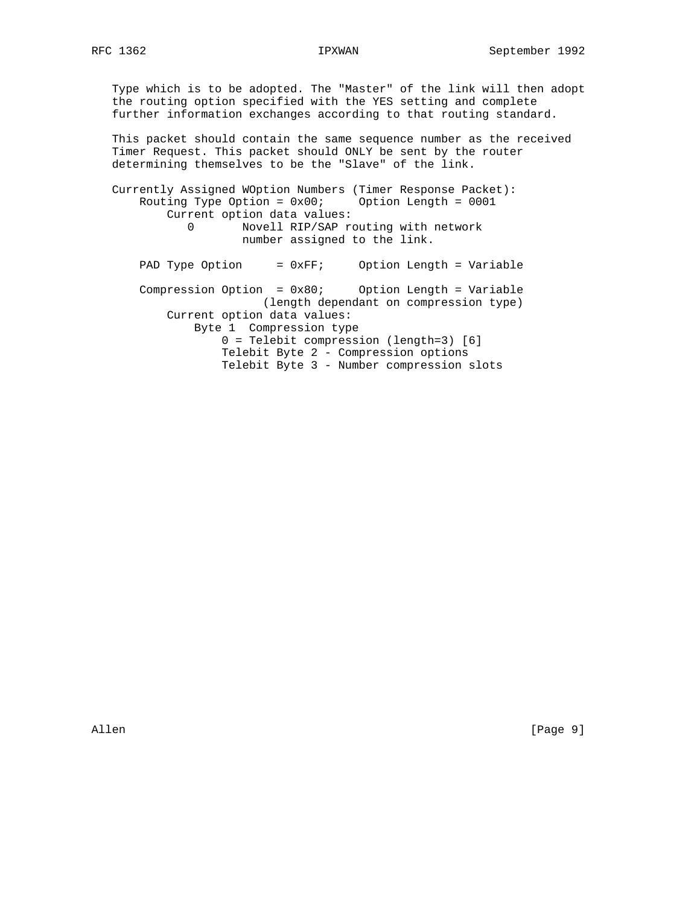Type which is to be adopted. The "Master" of the link will then adopt the routing option specified with the YES setting and complete further information exchanges according to that routing standard.

This packet should contain the same sequence number as the received Timer Request. This packet should ONLY be sent by the router determining themselves to be the "Slave" of the link.

```
Currently Assigned WOption Numbers (Timer Response Packet):
    Routing Type Option = 0x00;     Option Length = 0001
        Current option data values:
           0       Novell RIP/SAP routing with network
                   number assigned to the link.

    PAD Type Option     = 0xFF;     Option Length = Variable

    Compression Option  = 0x80;     Option Length = Variable
                      (length dependant on compression type)
        Current option data values:
            Byte 1  Compression type
                0 = Telebit compression (length=3) [6]
                Telebit Byte 2 - Compression options
                Telebit Byte 3 - Number compression slots
```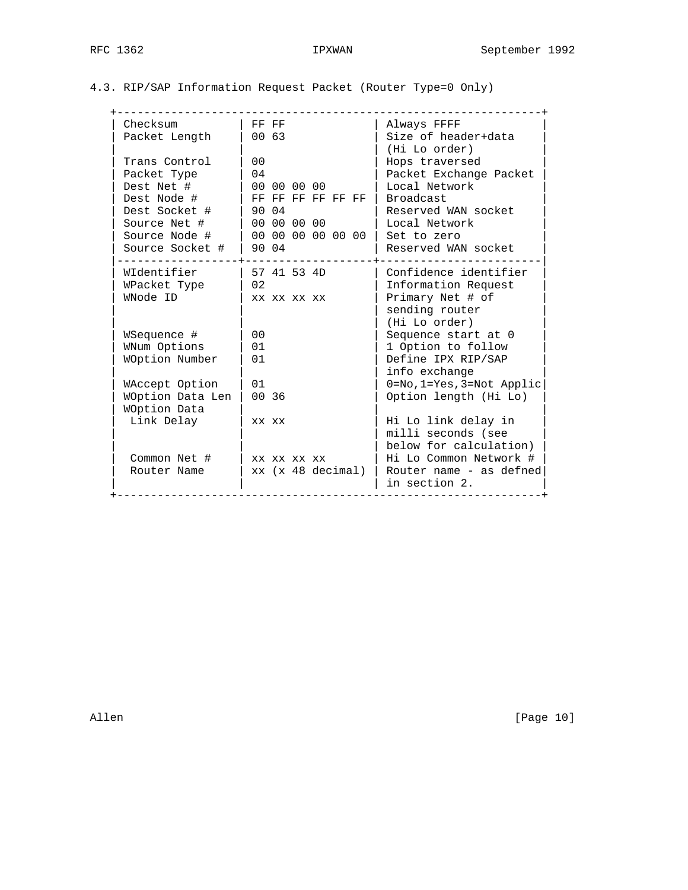4.3. RIP/SAP Information Request Packet (Router Type=0 Only)

```
   +-------------------------------------------------------------+
   | Checksum         | FF FF             | Always FFFF           |
   | Packet Length    | 00 63             | Size of header+data   |
   |                  |                   | (Hi Lo order)         |
   | Trans Control    | 00                | Hops traversed        |
   | Packet Type      | 04                | Packet Exchange Packet |
   | Dest Net #       | 00 00 00 00       | Local Network         |
   | Dest Node #      | FF FF FF FF FF FF | Broadcast             |
   | Dest Socket #    | 90 04             | Reserved WAN socket   |
   | Source Net #     | 00 00 00 00       | Local Network         |
   | Source Node #    | 00 00 00 00 00 00 | Set to zero           |
   | Source Socket #  | 90 04             | Reserved WAN socket   |
   |------------------+-------------------+-----------------------|
   | WIdentifier      | 57 41 53 4D       | Confidence identifier |
   | WPacket Type     | 02                | Information Request   |
   | WNode ID         | xx xx xx xx       | Primary Net # of      |
   |                  |                   | sending router        |
   |                  |                   | (Hi Lo order)         |
   | WSequence #      | 00                | Sequence start at 0   |
   | WNum Options     | 01                | 1 Option to follow    |
   | WOption Number   | 01                | Define IPX RIP/SAP    |
   |                  |                   | info exchange         |
   | WAccept Option   | 01                | 0=No,1=Yes,3=Not Applic|
   | WOption Data Len | 00 36             | Option length (Hi Lo) |
   | WOption Data     |                   |                       |
   |  Link Delay      | xx xx             | Hi Lo link delay in   |
   |                  |                   | milli seconds (see    |
   |                  |                   | below for calculation) |
   |  Common Net #    | xx xx xx xx       | Hi Lo Common Network # |
   |  Router Name     | xx (x 48 decimal) | Router name - as defned|
   |                  |                   | in section 2.         |
   +-------------------------------------------------------------+
```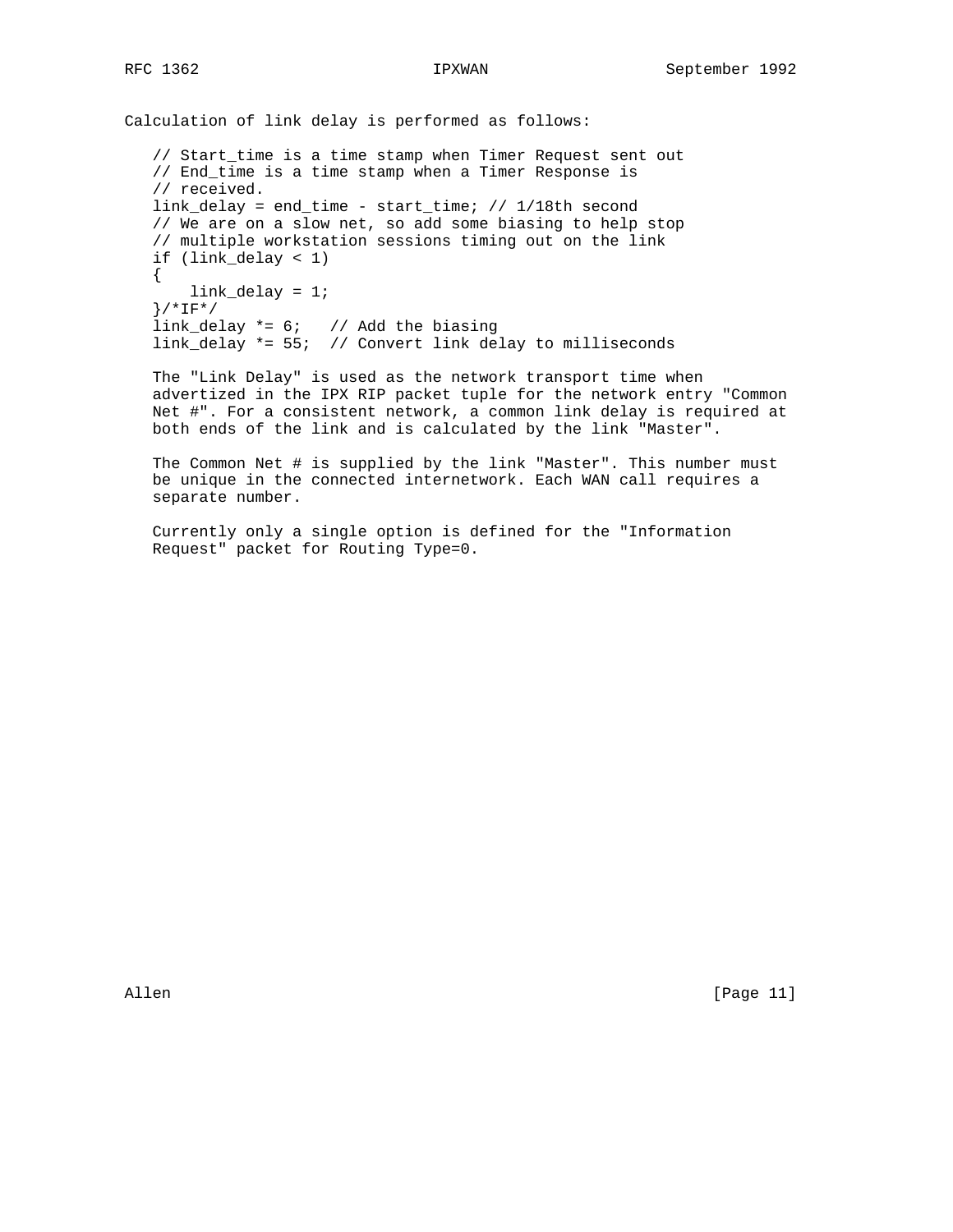Calculation of link delay is performed as follows:

```
// Start_time is a time stamp when Timer Request sent out
// End_time is a time stamp when a Timer Response is
// received.
link_delay = end_time - start_time; // 1/18th second
// We are on a slow net, so add some biasing to help stop
// multiple workstation sessions timing out on the link
if (link_delay < 1)
{
    link_delay = 1;
}/*IF*/
link_delay *= 6;   // Add the biasing
link_delay *= 55;  // Convert link delay to milliseconds
```

The "Link Delay" is used as the network transport time when advertized in the IPX RIP packet tuple for the network entry "Common Net #". For a consistent network, a common link delay is required at both ends of the link and is calculated by the link "Master".

The Common Net # is supplied by the link "Master". This number must be unique in the connected internetwork. Each WAN call requires a separate number.

Currently only a single option is defined for the "Information Request" packet for Routing Type=0.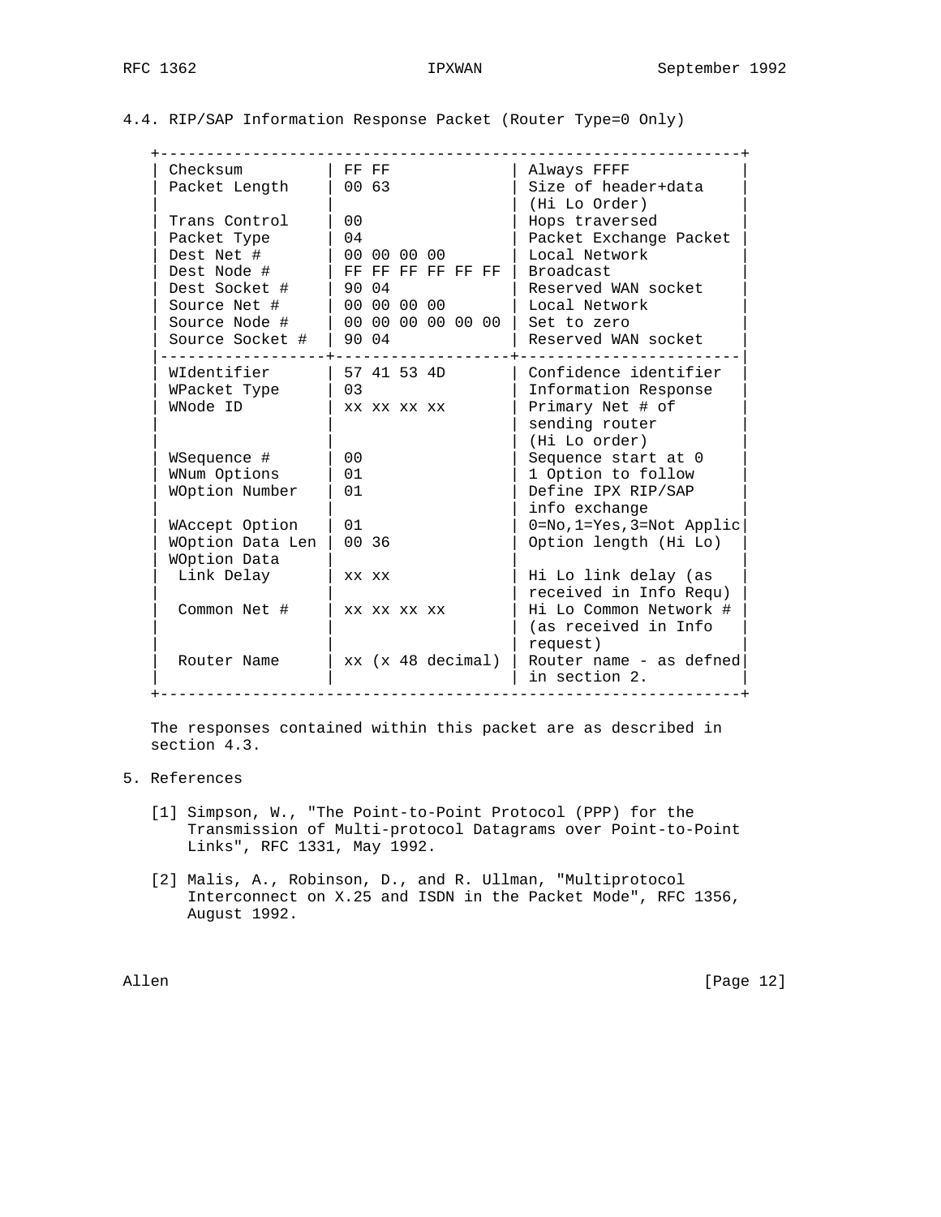### 4.4. RIP/SAP Information Response Packet (Router Type=0 Only)

```
+--------------------------------------------------------------+
| Checksum         | FF FF             | Always FFFF            |
| Packet Length    | 00 63             | Size of header+data    |
|                  |                   | (Hi Lo Order)          |
| Trans Control    | 00                | Hops traversed         |
| Packet Type      | 04                | Packet Exchange Packet |
| Dest Net #       | 00 00 00 00       | Local Network          |
| Dest Node #      | FF FF FF FF FF FF | Broadcast              |
| Dest Socket #    | 90 04             | Reserved WAN socket    |
| Source Net #     | 00 00 00 00       | Local Network          |
| Source Node #    | 00 00 00 00 00 00 | Set to zero            |
| Source Socket #  | 90 04             | Reserved WAN socket    |
|------------------+-------------------+------------------------|
| WIdentifier      | 57 41 53 4D       | Confidence identifier  |
| WPacket Type     | 03                | Information Response   |
| WNode ID         | xx xx xx xx       | Primary Net # of       |
|                  |                   | sending router         |
|                  |                   | (Hi Lo order)          |
| WSequence #      | 00                | Sequence start at 0    |
| WNum Options     | 01                | 1 Option to follow     |
| WOption Number   | 01                | Define IPX RIP/SAP     |
|                  |                   | info exchange          |
| WAccept Option   | 01                | 0=No,1=Yes,3=Not Applic|
| WOption Data Len | 00 36             | Option length (Hi Lo)  |
| WOption Data     |                   |                        |
|  Link Delay      | xx xx             | Hi Lo link delay (as   |
|                  |                   | received in Info Requ) |
|  Common Net #    | xx xx xx xx       | Hi Lo Common Network # |
|                  |                   | (as received in Info   |
|                  |                   | request)               |
|  Router Name     | xx (x 48 decimal) | Router name - as defned|
|                  |                   | in section 2.          |
+--------------------------------------------------------------+
```

The responses contained within this packet are as described in section 4.3.

## 5. References

[1] Simpson, W., "The Point-to-Point Protocol (PPP) for the Transmission of Multi-protocol Datagrams over Point-to-Point Links", RFC 1331, May 1992.

[2] Malis, A., Robinson, D., and R. Ullman, "Multiprotocol Interconnect on X.25 and ISDN in the Packet Mode", RFC 1356, August 1992.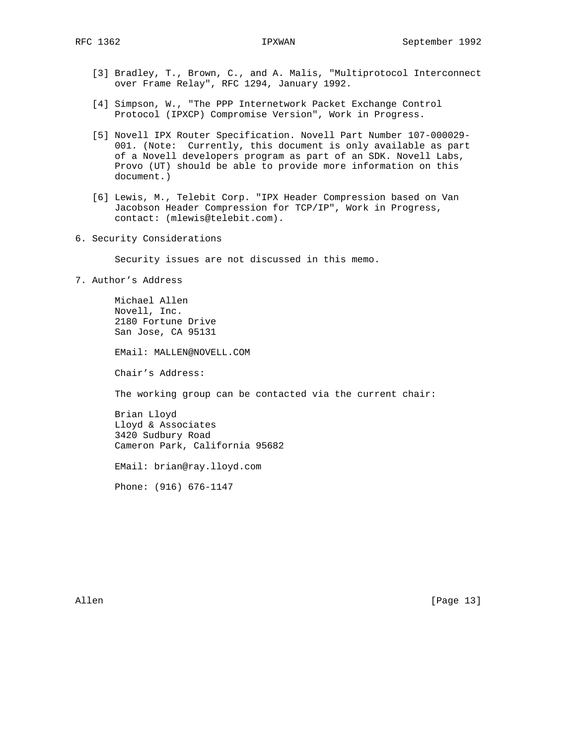[3] Bradley, T., Brown, C., and A. Malis, "Multiprotocol Interconnect over Frame Relay", RFC 1294, January 1992.

[4] Simpson, W., "The PPP Internetwork Packet Exchange Control Protocol (IPXCP) Compromise Version", Work in Progress.

[5] Novell IPX Router Specification. Novell Part Number 107-000029-001. (Note: Currently, this document is only available as part of a Novell developers program as part of an SDK. Novell Labs, Provo (UT) should be able to provide more information on this document.)

[6] Lewis, M., Telebit Corp. "IPX Header Compression based on Van Jacobson Header Compression for TCP/IP", Work in Progress, contact: (mlewis@telebit.com).

## 6. Security Considerations

Security issues are not discussed in this memo.

## 7. Author's Address

Michael Allen
Novell, Inc.
2180 Fortune Drive
San Jose, CA 95131

EMail: MALLEN@NOVELL.COM

Chair's Address:

The working group can be contacted via the current chair:

Brian Lloyd
Lloyd & Associates
3420 Sudbury Road
Cameron Park, California 95682

EMail: brian@ray.lloyd.com

Phone: (916) 676-1147